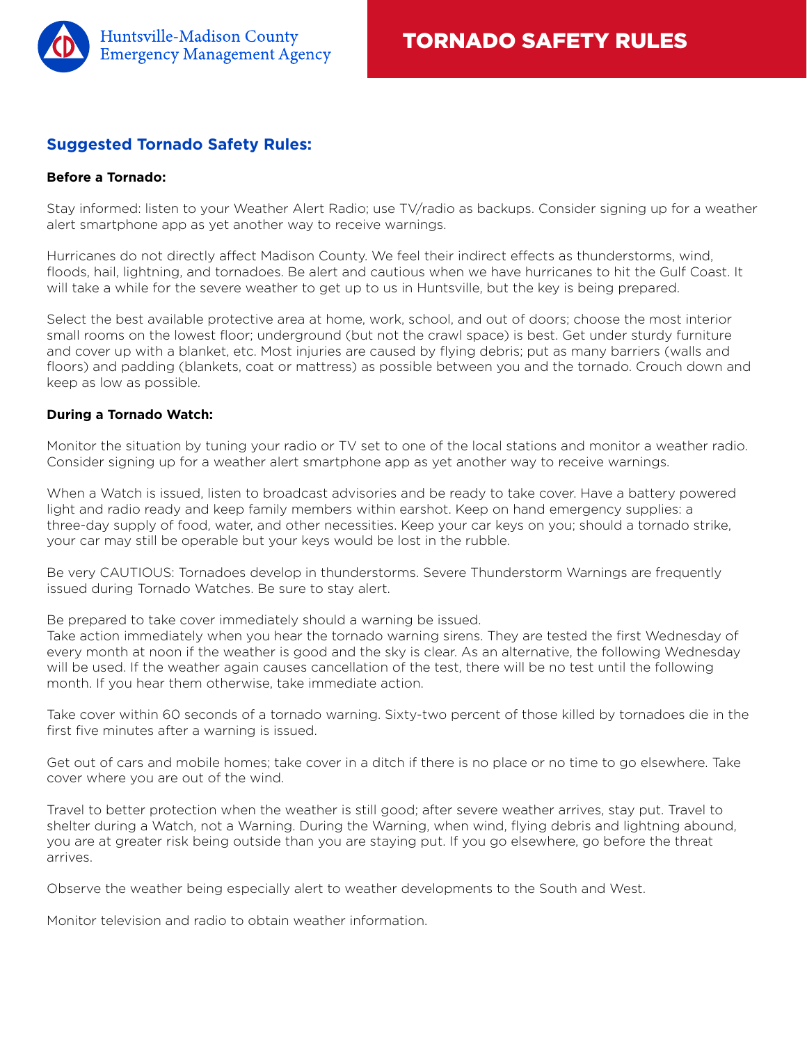Huntsville-Madison County Emergency Management Agency

# TORNADO SAFETY RULES

## Suggested Tornado Safety Rules:

**Before a Tornado:**

Stay informed: listen to your Weather Alert Radio; use TV/radio as backups. Consider signing up for a weather alert smartphone app as yet another way to receive warnings.

Hurricanes do not directly affect Madison County. We feel their indirect effects as thunderstorms, wind, floods, hail, lightning, and tornadoes. Be alert and cautious when we have hurricanes to hit the Gulf Coast. It will take a while for the severe weather to get up to us in Huntsville, but the key is being prepared.

Select the best available protective area at home, work, school, and out of doors; choose the most interior small rooms on the lowest floor; underground (but not the crawl space) is best. Get under sturdy furniture and cover up with a blanket, etc. Most injuries are caused by flying debris; put as many barriers (walls and floors) and padding (blankets, coat or mattress) as possible between you and the tornado. Crouch down and keep as low as possible.

**During a Tornado Watch:**

Monitor the situation by tuning your radio or TV set to one of the local stations and monitor a weather radio. Consider signing up for a weather alert smartphone app as yet another way to receive warnings.

When a Watch is issued, listen to broadcast advisories and be ready to take cover. Have a battery powered light and radio ready and keep family members within earshot. Keep on hand emergency supplies: a three-day supply of food, water, and other necessities. Keep your car keys on you; should a tornado strike, your car may still be operable but your keys would be lost in the rubble.

Be very CAUTIOUS: Tornadoes develop in thunderstorms. Severe Thunderstorm Warnings are frequently issued during Tornado Watches. Be sure to stay alert.

Be prepared to take cover immediately should a warning be issued.
Take action immediately when you hear the tornado warning sirens. They are tested the first Wednesday of every month at noon if the weather is good and the sky is clear. As an alternative, the following Wednesday will be used. If the weather again causes cancellation of the test, there will be no test until the following month. If you hear them otherwise, take immediate action.

Take cover within 60 seconds of a tornado warning. Sixty-two percent of those killed by tornadoes die in the first five minutes after a warning is issued.

Get out of cars and mobile homes; take cover in a ditch if there is no place or no time to go elsewhere. Take cover where you are out of the wind.

Travel to better protection when the weather is still good; after severe weather arrives, stay put. Travel to shelter during a Watch, not a Warning. During the Warning, when wind, flying debris and lightning abound, you are at greater risk being outside than you are staying put. If you go elsewhere, go before the threat arrives.

Observe the weather being especially alert to weather developments to the South and West.

Monitor television and radio to obtain weather information.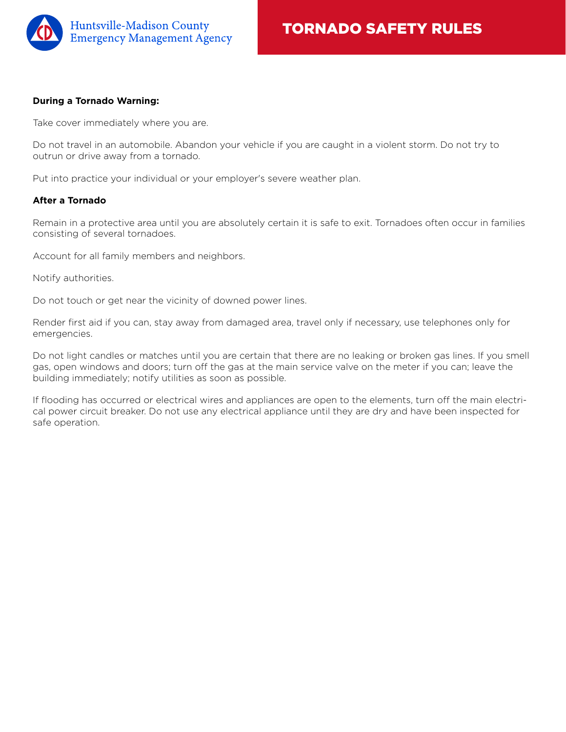Huntsville-Madison County Emergency Management Agency

# TORNADO SAFETY RULES

**During a Tornado Warning:**

Take cover immediately where you are.

Do not travel in an automobile. Abandon your vehicle if you are caught in a violent storm. Do not try to outrun or drive away from a tornado.

Put into practice your individual or your employer's severe weather plan.

**After a Tornado**

Remain in a protective area until you are absolutely certain it is safe to exit. Tornadoes often occur in families consisting of several tornadoes.

Account for all family members and neighbors.

Notify authorities.

Do not touch or get near the vicinity of downed power lines.

Render first aid if you can, stay away from damaged area, travel only if necessary, use telephones only for emergencies.

Do not light candles or matches until you are certain that there are no leaking or broken gas lines. If you smell gas, open windows and doors; turn off the gas at the main service valve on the meter if you can; leave the building immediately; notify utilities as soon as possible.

If flooding has occurred or electrical wires and appliances are open to the elements, turn off the main electrical power circuit breaker. Do not use any electrical appliance until they are dry and have been inspected for safe operation.